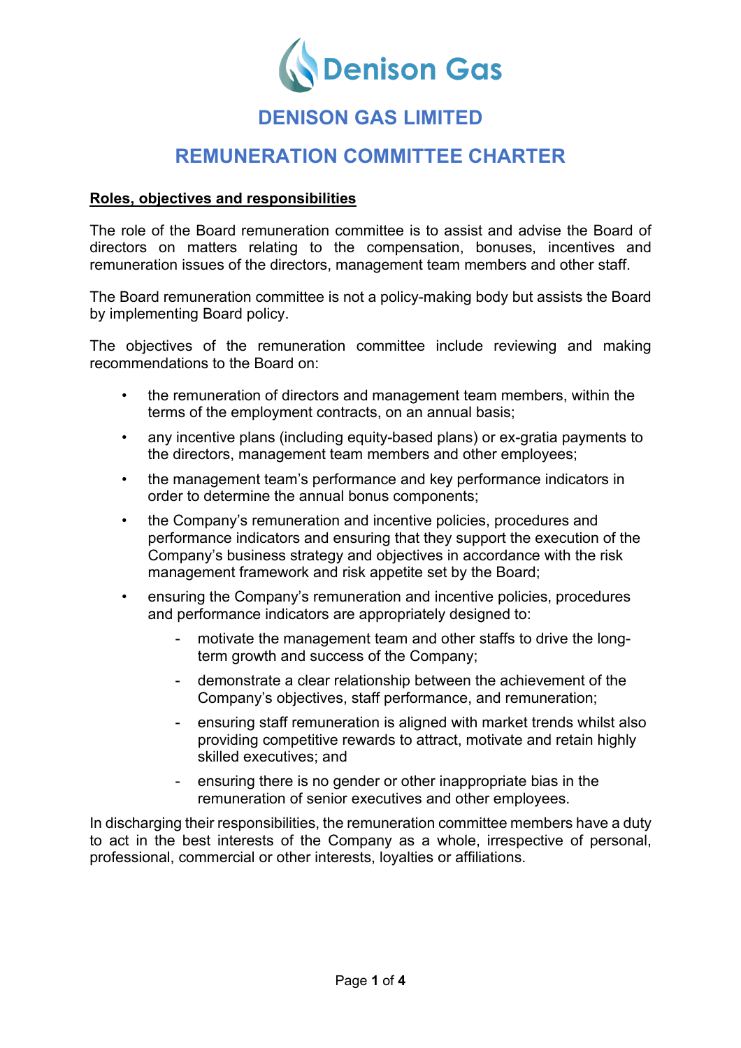# DENISON GAS LIMITED

# REMUNERATION COMMITTEE CHARTER

**Roles, objectives and responsibilities**

The role of the Board remuneration committee is to assist and advise the Board of directors on matters relating to the compensation, bonuses, incentives and remuneration issues of the directors, management team members and other staff.

The Board remuneration committee is not a policy-making body but assists the Board by implementing Board policy.

The objectives of the remuneration committee include reviewing and making recommendations to the Board on:

- the remuneration of directors and management team members, within the terms of the employment contracts, on an annual basis;
- any incentive plans (including equity-based plans) or ex-gratia payments to the directors, management team members and other employees;
- the management team's performance and key performance indicators in order to determine the annual bonus components;
- the Company's remuneration and incentive policies, procedures and performance indicators and ensuring that they support the execution of the Company's business strategy and objectives in accordance with the risk management framework and risk appetite set by the Board;
- ensuring the Company's remuneration and incentive policies, procedures and performance indicators are appropriately designed to:
    - motivate the management team and other staffs to drive the long-term growth and success of the Company;
    - demonstrate a clear relationship between the achievement of the Company's objectives, staff performance, and remuneration;
    - ensuring staff remuneration is aligned with market trends whilst also providing competitive rewards to attract, motivate and retain highly skilled executives; and
    - ensuring there is no gender or other inappropriate bias in the remuneration of senior executives and other employees.

In discharging their responsibilities, the remuneration committee members have a duty to act in the best interests of the Company as a whole, irrespective of personal, professional, commercial or other interests, loyalties or affiliations.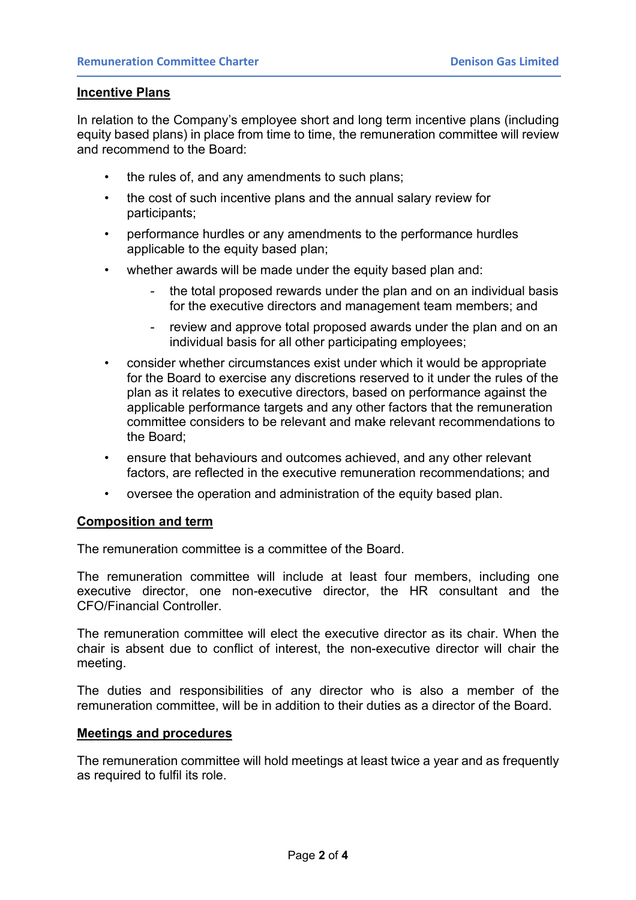## Incentive Plans

In relation to the Company's employee short and long term incentive plans (including equity based plans) in place from time to time, the remuneration committee will review and recommend to the Board:

- the rules of, and any amendments to such plans;
- the cost of such incentive plans and the annual salary review for participants;
- performance hurdles or any amendments to the performance hurdles applicable to the equity based plan;
- whether awards will be made under the equity based plan and:
  - the total proposed rewards under the plan and on an individual basis for the executive directors and management team members; and
  - review and approve total proposed awards under the plan and on an individual basis for all other participating employees;
- consider whether circumstances exist under which it would be appropriate for the Board to exercise any discretions reserved to it under the rules of the plan as it relates to executive directors, based on performance against the applicable performance targets and any other factors that the remuneration committee considers to be relevant and make relevant recommendations to the Board;
- ensure that behaviours and outcomes achieved, and any other relevant factors, are reflected in the executive remuneration recommendations; and
- oversee the operation and administration of the equity based plan.

## Composition and term

The remuneration committee is a committee of the Board.

The remuneration committee will include at least four members, including one executive director, one non-executive director, the HR consultant and the CFO/Financial Controller.

The remuneration committee will elect the executive director as its chair. When the chair is absent due to conflict of interest, the non-executive director will chair the meeting.

The duties and responsibilities of any director who is also a member of the remuneration committee, will be in addition to their duties as a director of the Board.

## Meetings and procedures

The remuneration committee will hold meetings at least twice a year and as frequently as required to fulfil its role.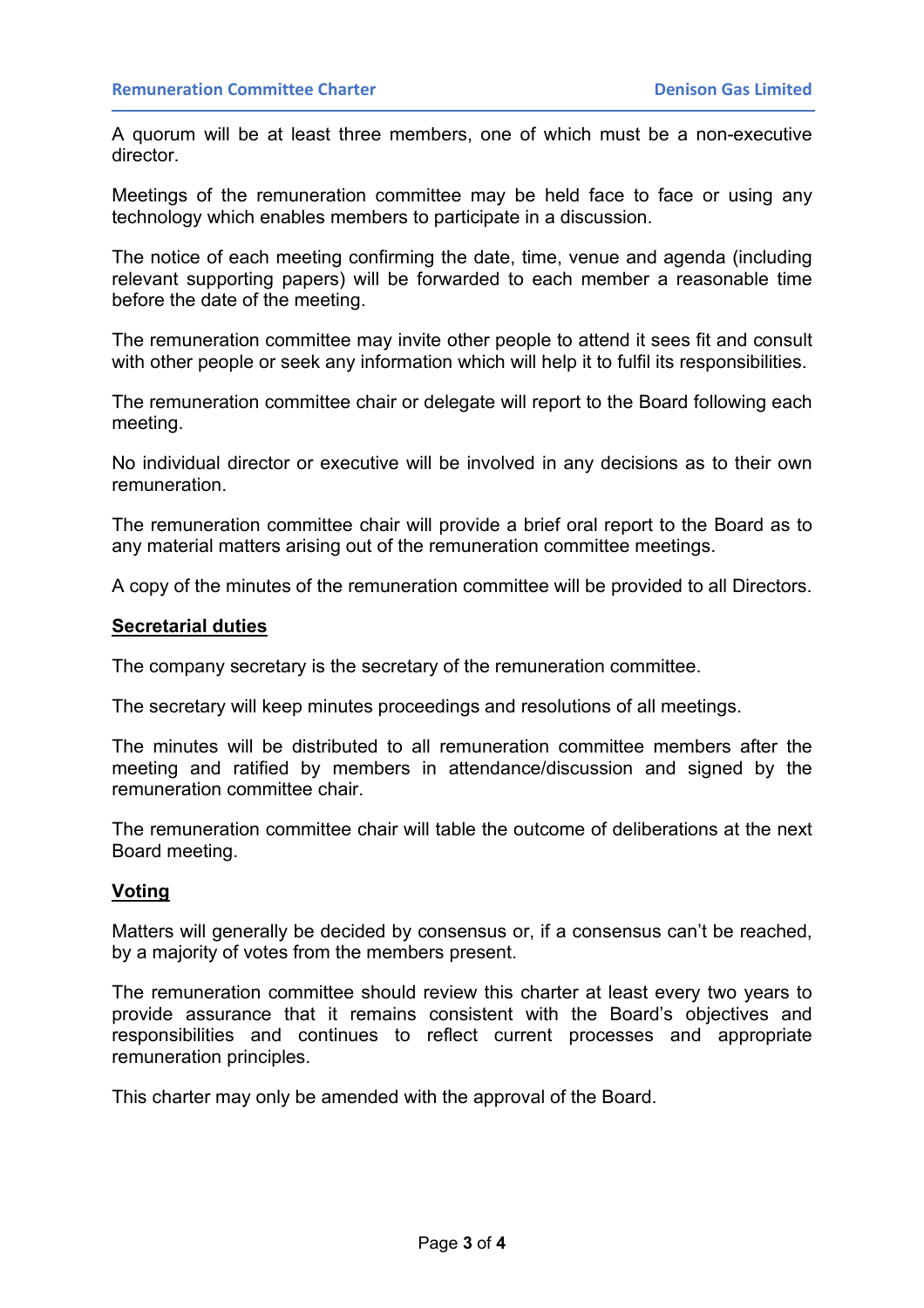A quorum will be at least three members, one of which must be a non-executive director.

Meetings of the remuneration committee may be held face to face or using any technology which enables members to participate in a discussion.

The notice of each meeting confirming the date, time, venue and agenda (including relevant supporting papers) will be forwarded to each member a reasonable time before the date of the meeting.

The remuneration committee may invite other people to attend it sees fit and consult with other people or seek any information which will help it to fulfil its responsibilities.

The remuneration committee chair or delegate will report to the Board following each meeting.

No individual director or executive will be involved in any decisions as to their own remuneration.

The remuneration committee chair will provide a brief oral report to the Board as to any material matters arising out of the remuneration committee meetings.

A copy of the minutes of the remuneration committee will be provided to all Directors.

## Secretarial duties

The company secretary is the secretary of the remuneration committee.

The secretary will keep minutes proceedings and resolutions of all meetings.

The minutes will be distributed to all remuneration committee members after the meeting and ratified by members in attendance/discussion and signed by the remuneration committee chair.

The remuneration committee chair will table the outcome of deliberations at the next Board meeting.

## Voting

Matters will generally be decided by consensus or, if a consensus can't be reached, by a majority of votes from the members present.

The remuneration committee should review this charter at least every two years to provide assurance that it remains consistent with the Board's objectives and responsibilities and continues to reflect current processes and appropriate remuneration principles.

This charter may only be amended with the approval of the Board.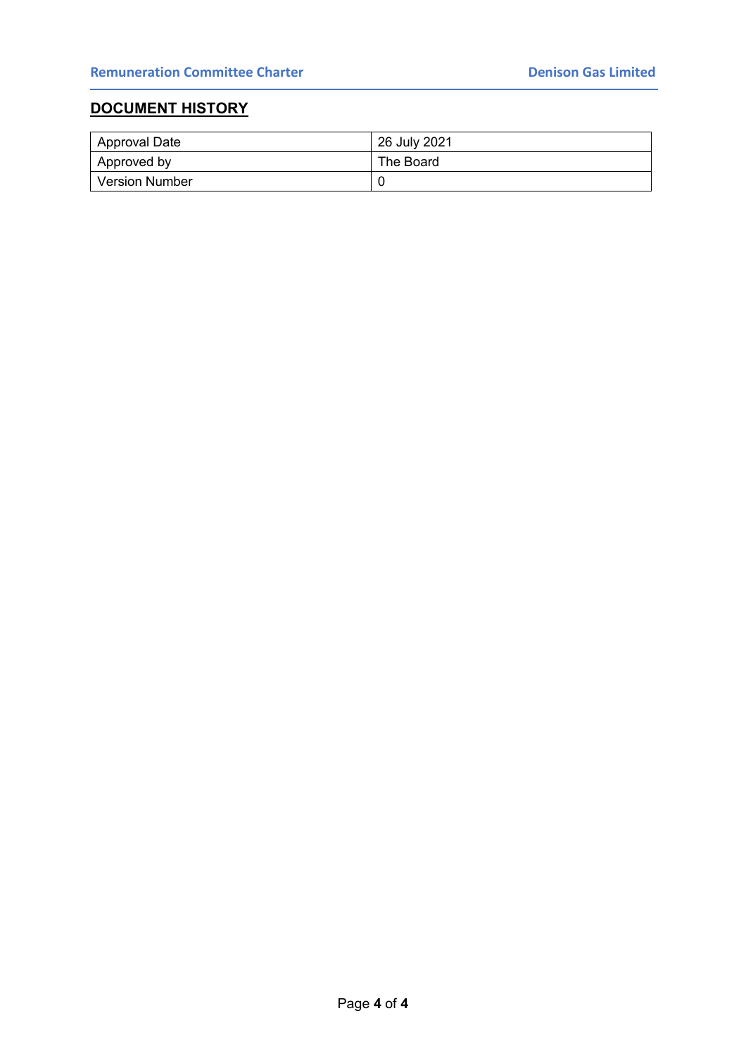## DOCUMENT HISTORY

| | |
|---|---|
| Approval Date | 26 July 2021 |
| Approved by | The Board |
| Version Number | 0 |